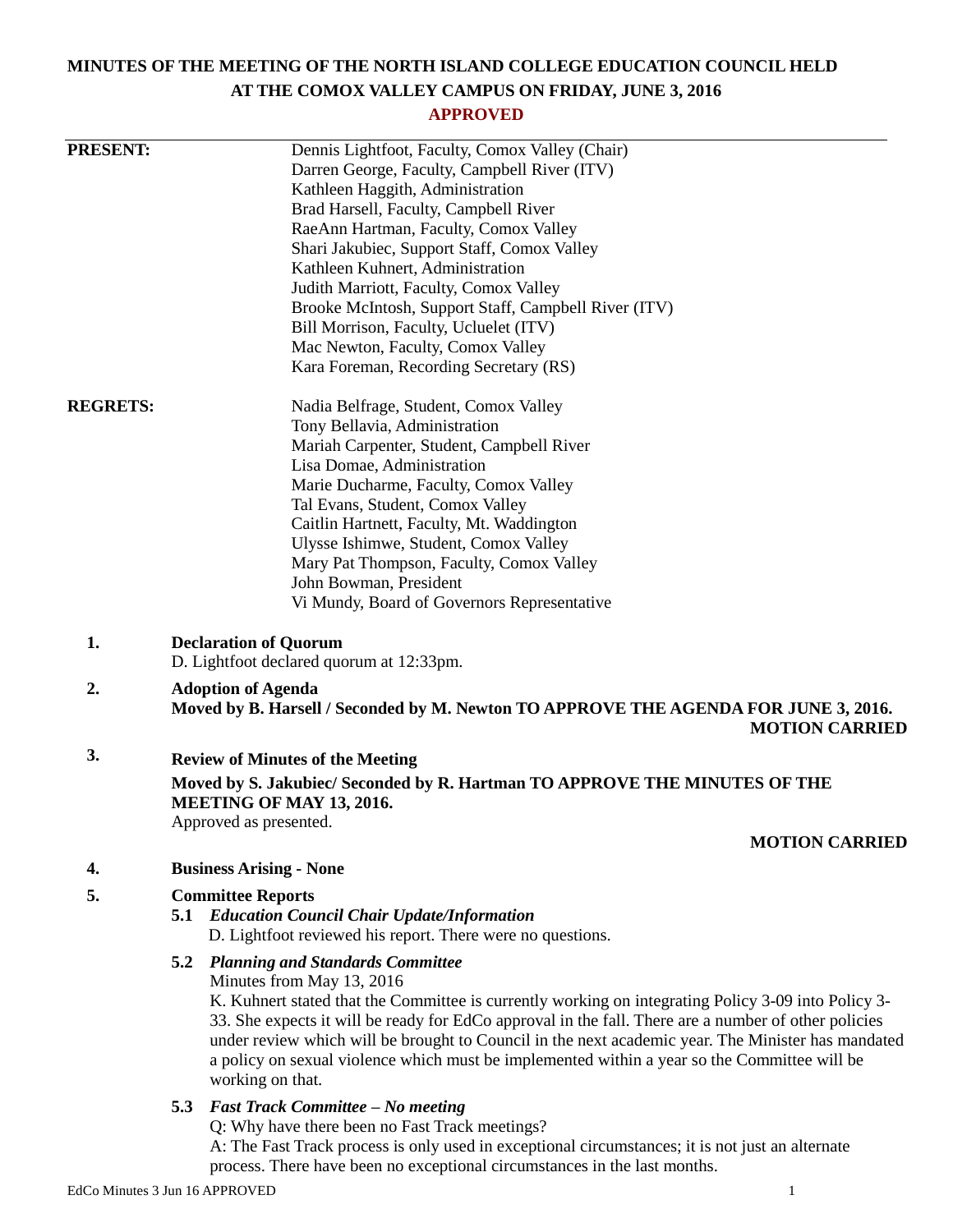# MINUTES OF THE MEETING OF THE NORTH ISLAND COLLEGE EDUCATION COUNCIL HELD AT THE COMOX VALLEY CAMPUS ON FRIDAY, JUNE 3, 2016

**APPROVED**

**PRESENT:**
Dennis Lightfoot, Faculty, Comox Valley (Chair)
Darren George, Faculty, Campbell River (ITV)
Kathleen Haggith, Administration
Brad Harsell, Faculty, Campbell River
RaeAnn Hartman, Faculty, Comox Valley
Shari Jakubiec, Support Staff, Comox Valley
Kathleen Kuhnert, Administration
Judith Marriott, Faculty, Comox Valley
Brooke McIntosh, Support Staff, Campbell River (ITV)
Bill Morrison, Faculty, Ucluelet (ITV)
Mac Newton, Faculty, Comox Valley
Kara Foreman, Recording Secretary (RS)

**REGRETS:**
Nadia Belfrage, Student, Comox Valley
Tony Bellavia, Administration
Mariah Carpenter, Student, Campbell River
Lisa Domae, Administration
Marie Ducharme, Faculty, Comox Valley
Tal Evans, Student, Comox Valley
Caitlin Hartnett, Faculty, Mt. Waddington
Ulysse Ishimwe, Student, Comox Valley
Mary Pat Thompson, Faculty, Comox Valley
John Bowman, President
Vi Mundy, Board of Governors Representative

**1. Declaration of Quorum**

D. Lightfoot declared quorum at 12:33pm.

**2. Adoption of Agenda**

**Moved by B. Harsell / Seconded by M. Newton TO APPROVE THE AGENDA FOR JUNE 3, 2016.**

**MOTION CARRIED**

**3. Review of Minutes of the Meeting**

**Moved by S. Jakubiec/ Seconded by R. Hartman TO APPROVE THE MINUTES OF THE MEETING OF MAY 13, 2016.**

Approved as presented.

**MOTION CARRIED**

**4. Business Arising - None**

**5. Committee Reports**

**5.1 *Education Council Chair Update/Information***

D. Lightfoot reviewed his report. There were no questions.

**5.2 *Planning and Standards Committee***

Minutes from May 13, 2016

K. Kuhnert stated that the Committee is currently working on integrating Policy 3-09 into Policy 3-33. She expects it will be ready for EdCo approval in the fall. There are a number of other policies under review which will be brought to Council in the next academic year. The Minister has mandated a policy on sexual violence which must be implemented within a year so the Committee will be working on that.

**5.3 *Fast Track Committee – No meeting***

Q: Why have there been no Fast Track meetings?

A: The Fast Track process is only used in exceptional circumstances; it is not just an alternate process. There have been no exceptional circumstances in the last months.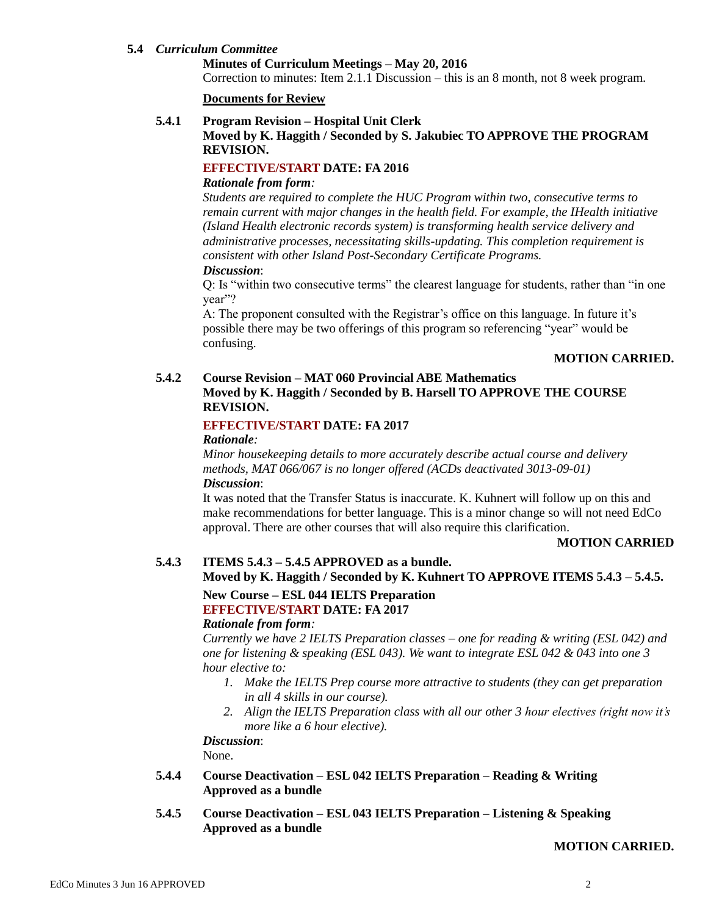### 5.4 *Curriculum Committee*

**Minutes of Curriculum Meetings – May 20, 2016**

Correction to minutes: Item 2.1.1 Discussion – this is an 8 month, not 8 week program.

**Documents for Review**

#### 5.4.1 Program Revision – Hospital Unit Clerk

**Moved by K. Haggith / Seconded by S. Jakubiec TO APPROVE THE PROGRAM REVISION.**

**EFFECTIVE/START DATE: FA 2016**

***Rationale from form:***

*Students are required to complete the HUC Program within two, consecutive terms to remain current with major changes in the health field. For example, the IHealth initiative (Island Health electronic records system) is transforming health service delivery and administrative processes, necessitating skills-updating. This completion requirement is consistent with other Island Post-Secondary Certificate Programs.*

***Discussion*:**

Q: Is "within two consecutive terms" the clearest language for students, rather than "in one year"?

A: The proponent consulted with the Registrar's office on this language. In future it's possible there may be two offerings of this program so referencing "year" would be confusing.

**MOTION CARRIED.**

#### 5.4.2 Course Revision – MAT 060 Provincial ABE Mathematics

**Moved by K. Haggith / Seconded by B. Harsell TO APPROVE THE COURSE REVISION.**

**EFFECTIVE/START DATE: FA 2017**

***Rationale:***

*Minor housekeeping details to more accurately describe actual course and delivery methods, MAT 066/067 is no longer offered (ACDs deactivated 3013-09-01)*

***Discussion*:**

It was noted that the Transfer Status is inaccurate. K. Kuhnert will follow up on this and make recommendations for better language. This is a minor change so will not need EdCo approval. There are other courses that will also require this clarification.

**MOTION CARRIED**

#### 5.4.3 ITEMS 5.4.3 – 5.4.5 APPROVED as a bundle.

**Moved by K. Haggith / Seconded by K. Kuhnert TO APPROVE ITEMS 5.4.3 – 5.4.5.**

**New Course – ESL 044 IELTS Preparation**

**EFFECTIVE/START DATE: FA 2017**

***Rationale from form:***

*Currently we have 2 IELTS Preparation classes – one for reading & writing (ESL 042) and one for listening & speaking (ESL 043). We want to integrate ESL 042 & 043 into one 3 hour elective to:*

1. *Make the IELTS Prep course more attractive to students (they can get preparation in all 4 skills in our course).*
2. *Align the IELTS Preparation class with all our other 3 hour electives (right now it's more like a 6 hour elective).*

***Discussion*:**

None.

#### 5.4.4 Course Deactivation – ESL 042 IELTS Preparation – Reading & Writing

**Approved as a bundle**

#### 5.4.5 Course Deactivation – ESL 043 IELTS Preparation – Listening & Speaking

**Approved as a bundle**

**MOTION CARRIED.**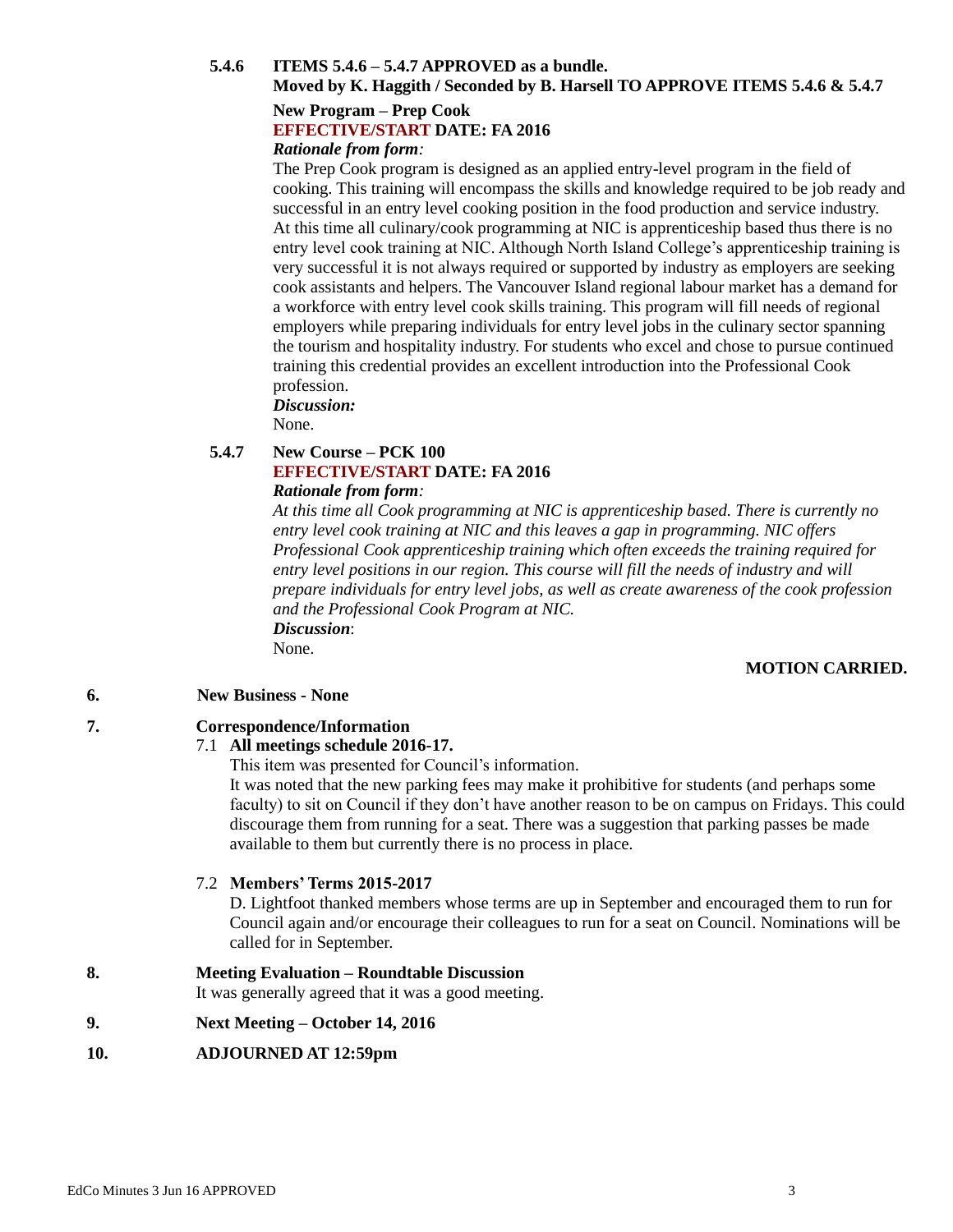**5.4.6 ITEMS 5.4.6 – 5.4.7 APPROVED as a bundle.**
**Moved by K. Haggith / Seconded by B. Harsell TO APPROVE ITEMS 5.4.6 & 5.4.7**

**New Program – Prep Cook**
**EFFECTIVE/START DATE: FA 2016**
***Rationale from form:***

The Prep Cook program is designed as an applied entry-level program in the field of cooking. This training will encompass the skills and knowledge required to be job ready and successful in an entry level cooking position in the food production and service industry. At this time all culinary/cook programming at NIC is apprenticeship based thus there is no entry level cook training at NIC. Although North Island College's apprenticeship training is very successful it is not always required or supported by industry as employers are seeking cook assistants and helpers. The Vancouver Island regional labour market has a demand for a workforce with entry level cook skills training. This program will fill needs of regional employers while preparing individuals for entry level jobs in the culinary sector spanning the tourism and hospitality industry. For students who excel and chose to pursue continued training this credential provides an excellent introduction into the Professional Cook profession.

***Discussion:***
None.

**5.4.7 New Course – PCK 100**
**EFFECTIVE/START DATE: FA 2016**
***Rationale from form:***

*At this time all Cook programming at NIC is apprenticeship based. There is currently no entry level cook training at NIC and this leaves a gap in programming. NIC offers Professional Cook apprenticeship training which often exceeds the training required for entry level positions in our region. This course will fill the needs of industry and will prepare individuals for entry level jobs, as well as create awareness of the cook profession and the Professional Cook Program at NIC.*

***Discussion***:
None.

**MOTION CARRIED.**

## 6. New Business - None

## 7. Correspondence/Information

7.1 **All meetings schedule 2016-17.**

This item was presented for Council's information.
It was noted that the new parking fees may make it prohibitive for students (and perhaps some faculty) to sit on Council if they don't have another reason to be on campus on Fridays. This could discourage them from running for a seat. There was a suggestion that parking passes be made available to them but currently there is no process in place.

7.2 **Members' Terms 2015-2017**

D. Lightfoot thanked members whose terms are up in September and encouraged them to run for Council again and/or encourage their colleagues to run for a seat on Council. Nominations will be called for in September.

## 8. Meeting Evaluation – Roundtable Discussion

It was generally agreed that it was a good meeting.

## 9. Next Meeting – October 14, 2016

## 10. ADJOURNED AT 12:59pm